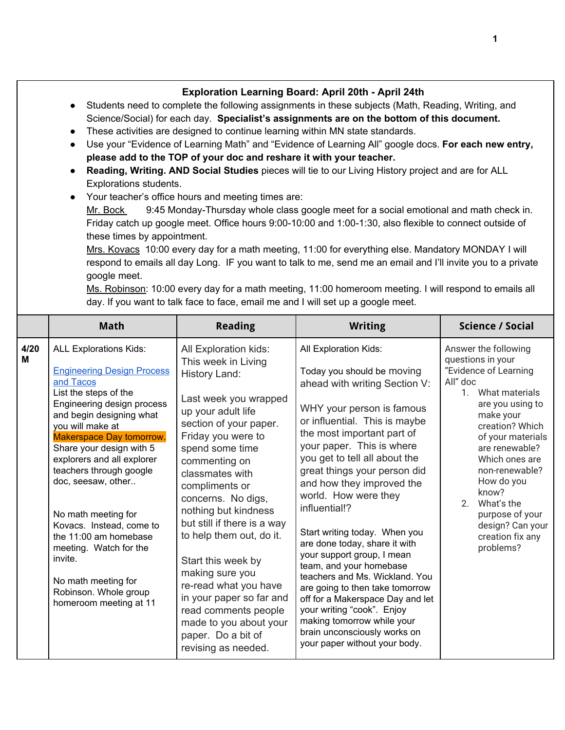**Exploration Learning Board: April 20th - April 24th**

- Students need to complete the following assignments in these subjects (Math, Reading, Writing, and Science/Social) for each day. **Specialist's assignments are on the bottom of this document.**
- These activities are designed to continue learning within MN state standards.
- Use your "Evidence of Learning Math" and "Evidence of Learning All" google docs. **For each new entry, please add to the TOP of your doc and reshare it with your teacher.**
- **Reading, Writing. AND Social Studies** pieces will tie to our Living History project and are for ALL Explorations students.
- Your teacher's office hours and meeting times are:
  Mr. Bock 9:45 Monday-Thursday whole class google meet for a social emotional and math check in. Friday catch up google meet. Office hours 9:00-10:00 and 1:00-1:30, also flexible to connect outside of these times by appointment.
  Mrs. Kovacs 10:00 every day for a math meeting, 11:00 for everything else. Mandatory MONDAY I will respond to emails all day Long. IF you want to talk to me, send me an email and I'll invite you to a private google meet.
  Ms. Robinson: 10:00 every day for a math meeting, 11:00 homeroom meeting. I will respond to emails all day. If you want to talk face to face, email me and I will set up a google meet.

| | Math | Reading | Writing | Science / Social |
|---|---|---|---|---|
| **4/20 M** | ALL Explorations Kids:<br><br>Engineering Design Process and Tacos<br>List the steps of the Engineering design process and begin designing what you will make at Makerspace Day tomorrow. Share your design with 5 explorers and all explorer teachers through google doc, seesaw, other..<br><br>No math meeting for Kovacs. Instead, come to the 11:00 am homebase meeting. Watch for the invite.<br><br>No math meeting for Robinson. Whole group homeroom meeting at 11 | All Exploration kids:<br>This week in Living History Land:<br><br>Last week you wrapped up your adult life section of your paper. Friday you were to spend some time commenting on classmates with compliments or concerns. No digs, nothing but kindness but still if there is a way to help them out, do it.<br><br>Start this week by making sure you re-read what you have in your paper so far and read comments people made to you about your paper. Do a bit of revising as needed. | All Exploration Kids:<br><br>Today you should be moving ahead with writing Section V:<br><br>WHY your person is famous or influential. This is maybe the most important part of your paper. This is where you get to tell all about the great things your person did and how they improved the world. How were they influential!?<br><br>Start writing today. When you are done today, share it with your support group, I mean team, and your homebase teachers and Ms. Wickland. You are going to then take tomorrow off for a Makerspace Day and let your writing "cook". Enjoy making tomorrow while your brain unconsciously works on your paper without your body. | Answer the following questions in your "Evidence of Learning All" doc<br>1. What materials are you using to make your creation? Which of your materials are renewable? Which ones are non-renewable? How do you know?<br>2. What's the purpose of your design? Can your creation fix any problems? |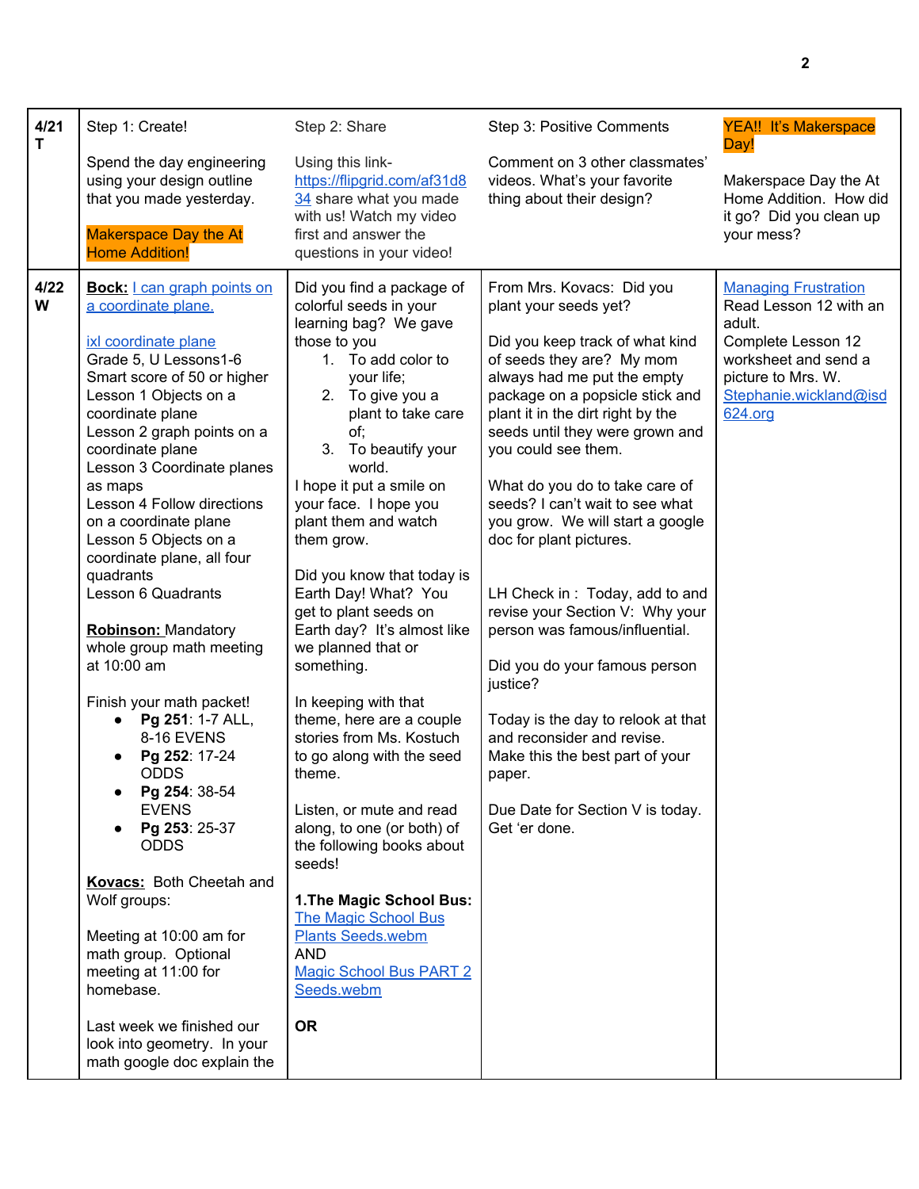| | | | | |
|---|---|---|---|---|
| **4/21 T** | Step 1: Create!<br><br>Spend the day engineering using your design outline that you made yesterday.<br><br>Makerspace Day the At Home Addition! | Step 2: Share<br><br>Using this link- https://flipgrid.com/af31d834 share what you made with us! Watch my video first and answer the questions in your video! | Step 3: Positive Comments<br><br>Comment on 3 other classmates' videos. What's your favorite thing about their design? | YEA!! It's Makerspace Day!<br><br>Makerspace Day the At Home Addition. How did it go? Did you clean up your mess? |
| **4/22 W** | **Bock:** I can graph points on a coordinate plane.<br><br>ixl coordinate plane<br>Grade 5, U Lessons1-6<br>Smart score of 50 or higher<br>Lesson 1 Objects on a coordinate plane<br>Lesson 2 graph points on a coordinate plane<br>Lesson 3 Coordinate planes as maps<br>Lesson 4 Follow directions on a coordinate plane<br>Lesson 5 Objects on a coordinate plane, all four quadrants<br>Lesson 6 Quadrants<br><br>**Robinson:** Mandatory whole group math meeting at 10:00 am<br><br>Finish your math packet!<br>• **Pg 251**: 1-7 ALL, 8-16 EVENS<br>• **Pg 252**: 17-24 ODDS<br>• **Pg 254**: 38-54 EVENS<br>• **Pg 253**: 25-37 ODDS<br><br>**Kovacs:** Both Cheetah and Wolf groups:<br><br>Meeting at 10:00 am for math group. Optional meeting at 11:00 for homebase.<br><br>Last week we finished our look into geometry. In your math google doc explain the | Did you find a package of colorful seeds in your learning bag? We gave those to you<br>1. To add color to your life;<br>2. To give you a plant to take care of;<br>3. To beautify your world.<br>I hope it put a smile on your face. I hope you plant them and watch them grow.<br><br>Did you know that today is Earth Day! What? You get to plant seeds on Earth day? It's almost like we planned that or something.<br><br>In keeping with that theme, here are a couple stories from Ms. Kostuch to go along with the seed theme.<br><br>Listen, or mute and read along, to one (or both) of the following books about seeds!<br><br>**1.The Magic School Bus:** The Magic School Bus Plants Seeds.webm<br>AND<br>Magic School Bus PART 2 Seeds.webm<br><br>**OR** | From Mrs. Kovacs: Did you plant your seeds yet?<br><br>Did you keep track of what kind of seeds they are? My mom always had me put the empty package on a popsicle stick and plant it in the dirt right by the seeds until they were grown and you could see them.<br><br>What do you do to take care of seeds? I can't wait to see what you grow. We will start a google doc for plant pictures.<br><br>LH Check in : Today, add to and revise your Section V: Why your person was famous/influential.<br><br>Did you do your famous person justice?<br><br>Today is the day to relook at that and reconsider and revise. Make this the best part of your paper.<br><br>Due Date for Section V is today. Get 'er done. | Managing Frustration<br>Read Lesson 12 with an adult.<br>Complete Lesson 12 worksheet and send a picture to Mrs. W.<br>Stephanie.wickland@isd624.org |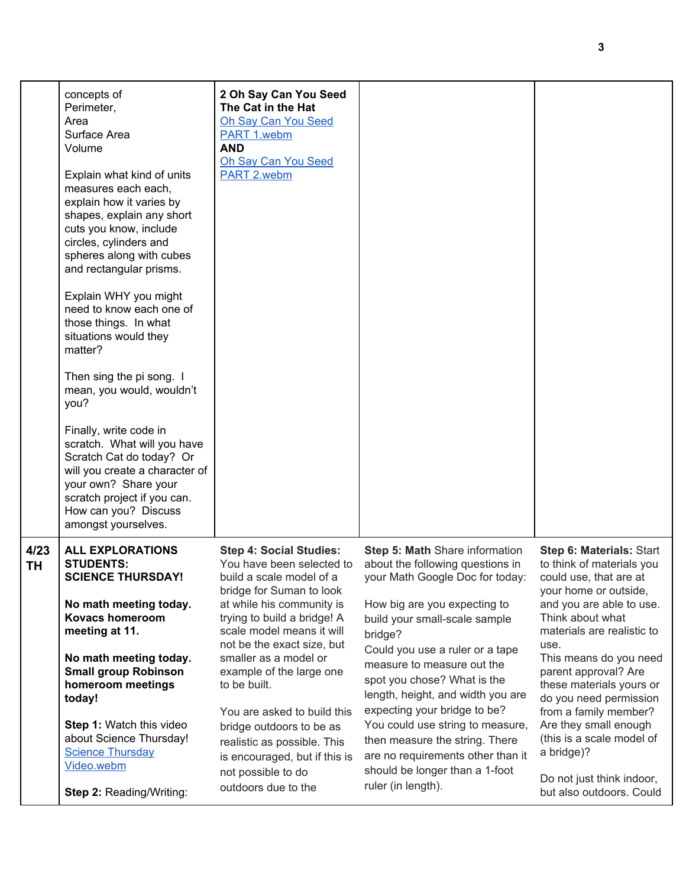| | | | | |
|---|---|---|---|---|
| | concepts of<br>Perimeter,<br>Area<br>Surface Area<br>Volume<br><br>Explain what kind of units measures each each, explain how it varies by shapes, explain any short cuts you know, include circles, cylinders and spheres along with cubes and rectangular prisms.<br><br>Explain WHY you might need to know each one of those things. In what situations would they matter?<br><br>Then sing the pi song. I mean, you would, wouldn't you?<br><br>Finally, write code in scratch. What will you have Scratch Cat do today? Or will you create a character of your own? Share your scratch project if you can. How can you? Discuss amongst yourselves. | **2 Oh Say Can You Seed The Cat in the Hat**<br>[Oh Say Can You Seed PART 1.webm]()<br>**AND**<br>[Oh Say Can You Seed PART 2.webm]() | | |
| **4/23 TH** | **ALL EXPLORATIONS STUDENTS: SCIENCE THURSDAY!**<br><br>**No math meeting today. Kovacs homeroom meeting at 11.**<br><br>**No math meeting today. Small group Robinson homeroom meetings today!**<br><br>**Step 1:** Watch this video about Science Thursday!<br>[Science Thursday Video.webm]()<br><br>**Step 2:** Reading/Writing: | **Step 4: Social Studies:** You have been selected to build a scale model of a bridge for Suman to look at while his community is trying to build a bridge! A scale model means it will not be the exact size, but smaller as a model or example of the large one to be built.<br><br>You are asked to build this bridge outdoors to be as realistic as possible. This is encouraged, but if this is not possible to do outdoors due to the | **Step 5: Math** Share information about the following questions in your Math Google Doc for today:<br><br>How big are you expecting to build your small-scale sample bridge?<br>Could you use a ruler or a tape measure to measure out the spot you chose? What is the length, height, and width you are expecting your bridge to be?<br>You could use string to measure, then measure the string. There are no requirements other than it should be longer than a 1-foot ruler (in length). | **Step 6: Materials:** Start to think of materials you could use, that are at your home or outside, and you are able to use. Think about what materials are realistic to use.<br>This means do you need parent approval? Are these materials yours or do you need permission from a family member? Are they small enough (this is a scale model of a bridge)?<br><br>Do not just think indoor, but also outdoors. Could |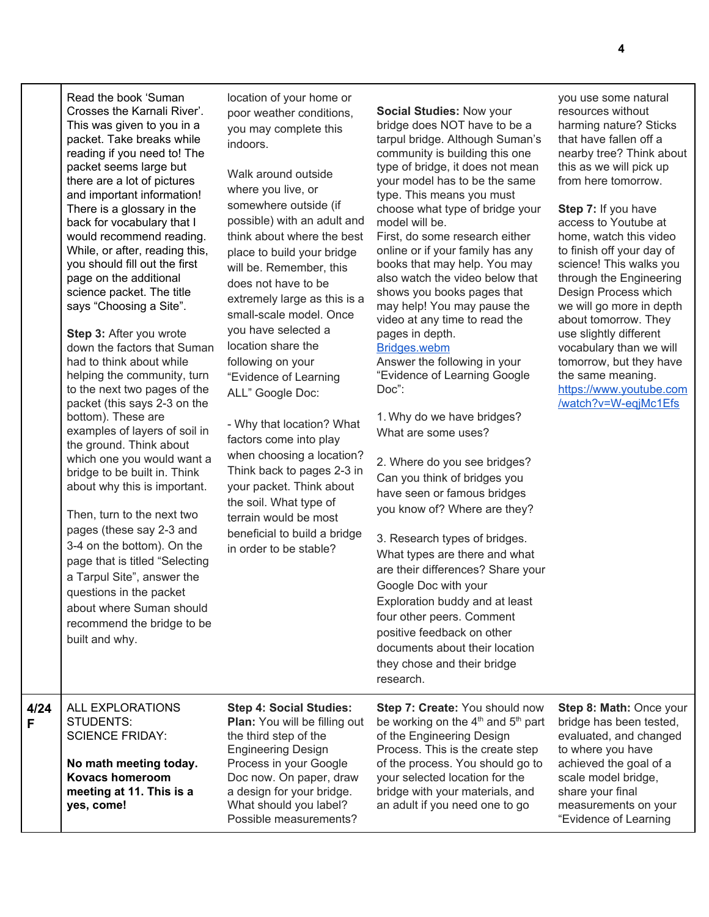| | | | | |
|---|---|---|---|---|
| | Read the book 'Suman Crosses the Karnali River'. This was given to you in a packet. Take breaks while reading if you need to! The packet seems large but there are a lot of pictures and important information! There is a glossary in the back for vocabulary that I would recommend reading. While, or after, reading this, you should fill out the first page on the additional science packet. The title says "Choosing a Site".<br><br>**Step 3:** After you wrote down the factors that Suman had to think about while helping the community, turn to the next two pages of the packet (this says 2-3 on the bottom). These are examples of layers of soil in the ground. Think about which one you would want a bridge to be built in. Think about why this is important.<br><br>Then, turn to the next two pages (these say 2-3 and 3-4 on the bottom). On the page that is titled "Selecting a Tarpul Site", answer the questions in the packet about where Suman should recommend the bridge to be built and why. | location of your home or poor weather conditions, you may complete this indoors.<br><br>Walk around outside where you live, or somewhere outside (if possible) with an adult and think about where the best place to build your bridge will be. Remember, this does not have to be extremely large as this is a small-scale model. Once you have selected a location share the following on your "Evidence of Learning ALL" Google Doc:<br><br>- Why that location? What factors come into play when choosing a location? Think back to pages 2-3 in your packet. Think about the soil. What type of terrain would be most beneficial to build a bridge in order to be stable? | **Social Studies:** Now your bridge does NOT have to be a tarpul bridge. Although Suman's community is building this one type of bridge, it does not mean your model has to be the same type. This means you must choose what type of bridge your model will be.<br>First, do some research either online or if your family has any books that may help. You may also watch the video below that shows you books pages that may help! You may pause the video at any time to read the pages in depth.<br>[Bridges.webm]<br>Answer the following in your "Evidence of Learning Google Doc":<br><br>1. Why do we have bridges? What are some uses?<br><br>2. Where do you see bridges? Can you think of bridges you have seen or famous bridges you know of? Where are they?<br><br>3. Research types of bridges. What types are there and what are their differences? Share your Google Doc with your Exploration buddy and at least four other peers. Comment positive feedback on other documents about their location they chose and their bridge research. | you use some natural resources without harming nature? Sticks that have fallen off a nearby tree? Think about this as we will pick up from here tomorrow.<br><br>**Step 7:** If you have access to Youtube at home, watch this video to finish off your day of science! This walks you through the Engineering Design Process which we will go more in depth about tomorrow. They use slightly different vocabulary than we will tomorrow, but they have the same meaning.<br>https://www.youtube.com/watch?v=W-eqjMc1Efs |
| **4/24 F** | ALL EXPLORATIONS STUDENTS:<br>SCIENCE FRIDAY:<br><br>**No math meeting today. Kovacs homeroom meeting at 11. This is a yes, come!** | **Step 4: Social Studies: Plan:** You will be filling out the third step of the Engineering Design Process in your Google Doc now. On paper, draw a design for your bridge. What should you label? Possible measurements? | **Step 7: Create:** You should now be working on the 4th and 5th part of the Engineering Design Process. This is the create step of the process. You should go to your selected location for the bridge with your materials, and an adult if you need one to go | **Step 8: Math:** Once your bridge has been tested, evaluated, and changed to where you have achieved the goal of a scale model bridge, share your final measurements on your "Evidence of Learning |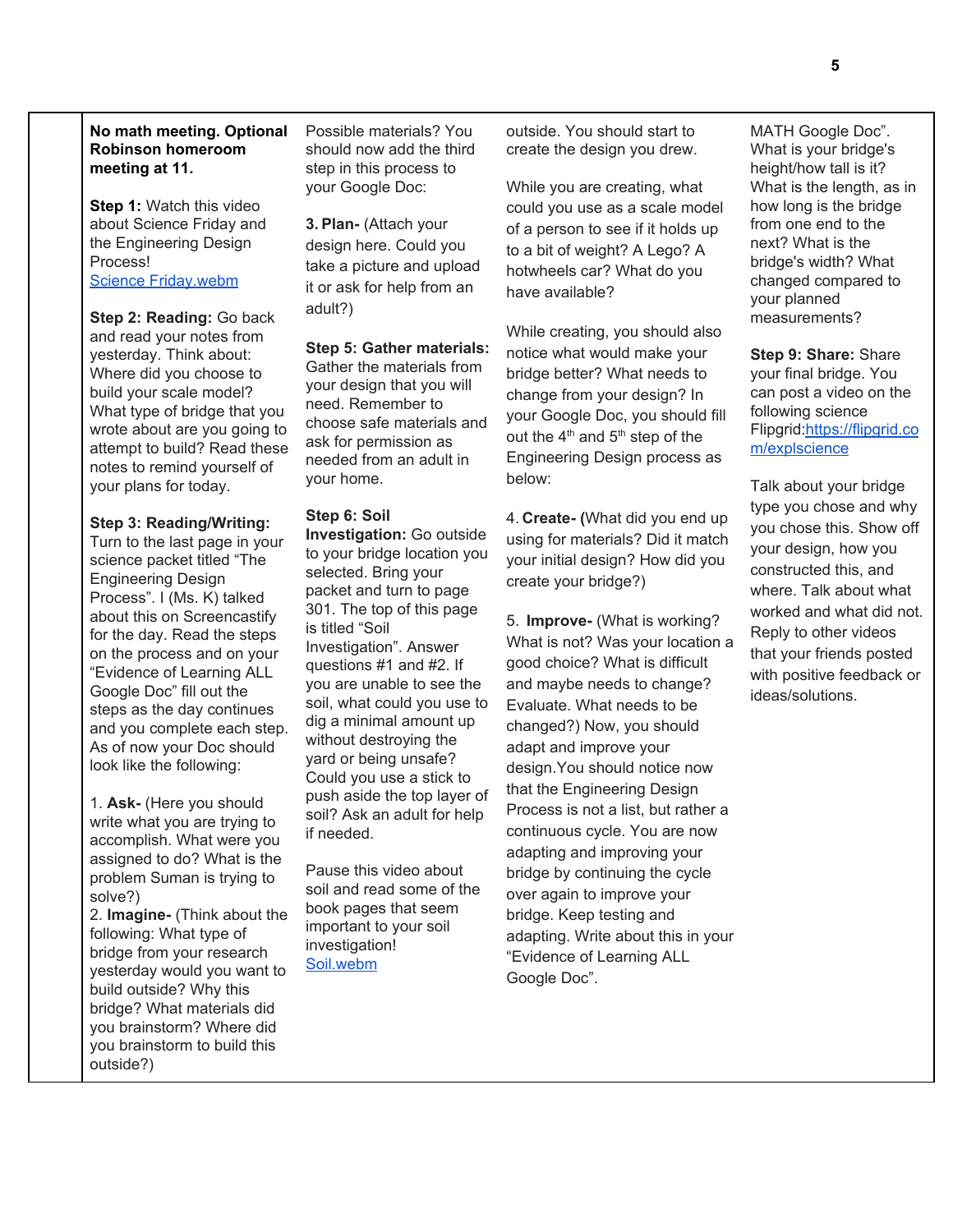**No math meeting. Optional Robinson homeroom meeting at 11.**

**Step 1:** Watch this video about Science Friday and the Engineering Design Process!
[Science Friday.webm]

**Step 2: Reading:** Go back and read your notes from yesterday. Think about: Where did you choose to build your scale model? What type of bridge that you wrote about are you going to attempt to build? Read these notes to remind yourself of your plans for today.

**Step 3: Reading/Writing:** Turn to the last page in your science packet titled "The Engineering Design Process". I (Ms. K) talked about this on Screencastify for the day. Read the steps on the process and on your "Evidence of Learning ALL Google Doc" fill out the steps as the day continues and you complete each step. As of now your Doc should look like the following:

1. **Ask-** (Here you should write what you are trying to accomplish. What were you assigned to do? What is the problem Suman is trying to solve?)
2. **Imagine-** (Think about the following: What type of bridge from your research yesterday would you want to build outside? Why this bridge? What materials did you brainstorm? Where did you brainstorm to build this outside? Possible materials? You should now add the third step in this process to your Google Doc:

3. **Plan-** (Attach your design here. Could you take a picture and upload it or ask for help from an adult?)

**Step 5: Gather materials:** Gather the materials from your design that you will need. Remember to choose safe materials and ask for permission as needed from an adult in your home.

**Step 6: Soil Investigation:** Go outside to your bridge location you selected. Bring your packet and turn to page 301. The top of this page is titled "Soil Investigation". Answer questions #1 and #2. If you are unable to see the soil, what could you use to dig a minimal amount up without destroying the yard or being unsafe? Could you use a stick to push aside the top layer of soil? Ask an adult for help if needed.

Pause this video about soil and read some of the book pages that seem important to your soil investigation!
[Soil.webm]

outside. You should start to create the design you drew.

While you are creating, what could you use as a scale model of a person to see if it holds up to a bit of weight? A Lego? A hotwheels car? What do you have available?

While creating, you should also notice what would make your bridge better? What needs to change from your design? In your Google Doc, you should fill out the 4th and 5th step of the Engineering Design process as below:

4. **Create- (**What did you end up using for materials? Did it match your initial design? How did you create your bridge?)

5. **Improve-** (What is working? What is not? Was your location a good choice? What is difficult and maybe needs to change? Evaluate. What needs to be changed?) Now, you should adapt and improve your design. You should notice now that the Engineering Design Process is not a list, but rather a continuous cycle. You are now adapting and improving your bridge by continuing the cycle over again to improve your bridge. Keep testing and adapting. Write about this in your "Evidence of Learning ALL Google Doc".

MATH Google Doc". What is your bridge's height/how tall is it? What is the length, as in how long is the bridge from one end to the next? What is the bridge's width? What changed compared to your planned measurements?

**Step 9: Share:** Share your final bridge. You can post a video on the following science Flipgrid: [https://flipgrid.com/explscience]

Talk about your bridge type you chose and why you chose this. Show off your design, how you constructed this, and where. Talk about what worked and what did not. Reply to other videos that your friends posted with positive feedback or ideas/solutions.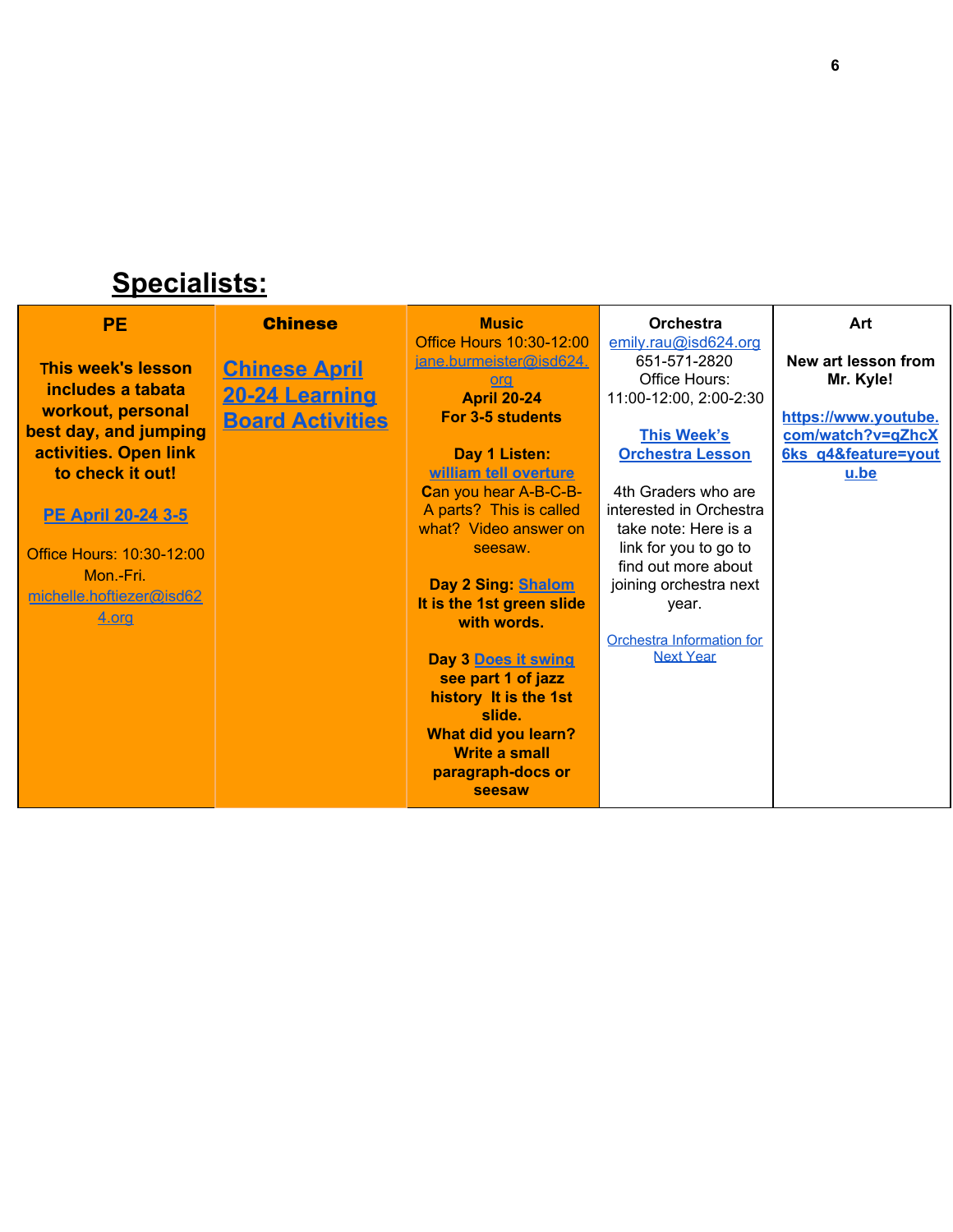## Specialists:

| PE | Chinese | Music | Orchestra | Art |
|---|---|---|---|---|
| **This week's lesson includes a tabata workout, personal best day, and jumping activities. Open link to check it out!**<br><br>**PE April 20-24 3-5**<br><br>Office Hours: 10:30-12:00 Mon.-Fri.<br>michelle.hoftiezer@isd624.org | **Chinese April 20-24 Learning Board Activities** | Office Hours 10:30-12:00<br>jane.burmeister@isd624.org<br>**April 20-24**<br>**For 3-5 students**<br><br>**Day 1 Listen:** **william tell overture**<br>**C**an you hear A-B-C-B-A parts? This is called what? Video answer on seesaw.<br><br>**Day 2 Sing: Shalom**<br>**It is the 1st green slide with words.**<br><br>**Day 3 Does it swing see part 1 of jazz history It is the 1st slide.**<br>**What did you learn? Write a small paragraph-docs or seesaw** | **Orchestra**<br>emily.rau@isd624.org<br>651-571-2820<br>Office Hours: 11:00-12:00, 2:00-2:30<br><br>**This Week's Orchestra Lesson**<br><br>4th Graders who are interested in Orchestra take note: Here is a link for you to go to find out more about joining orchestra next year.<br><br>Orchestra Information for Next Year | **New art lesson from Mr. Kyle!**<br><br>**https://www.youtube.com/watch?v=qZhcX6ks_q4&feature=youtu.be** |